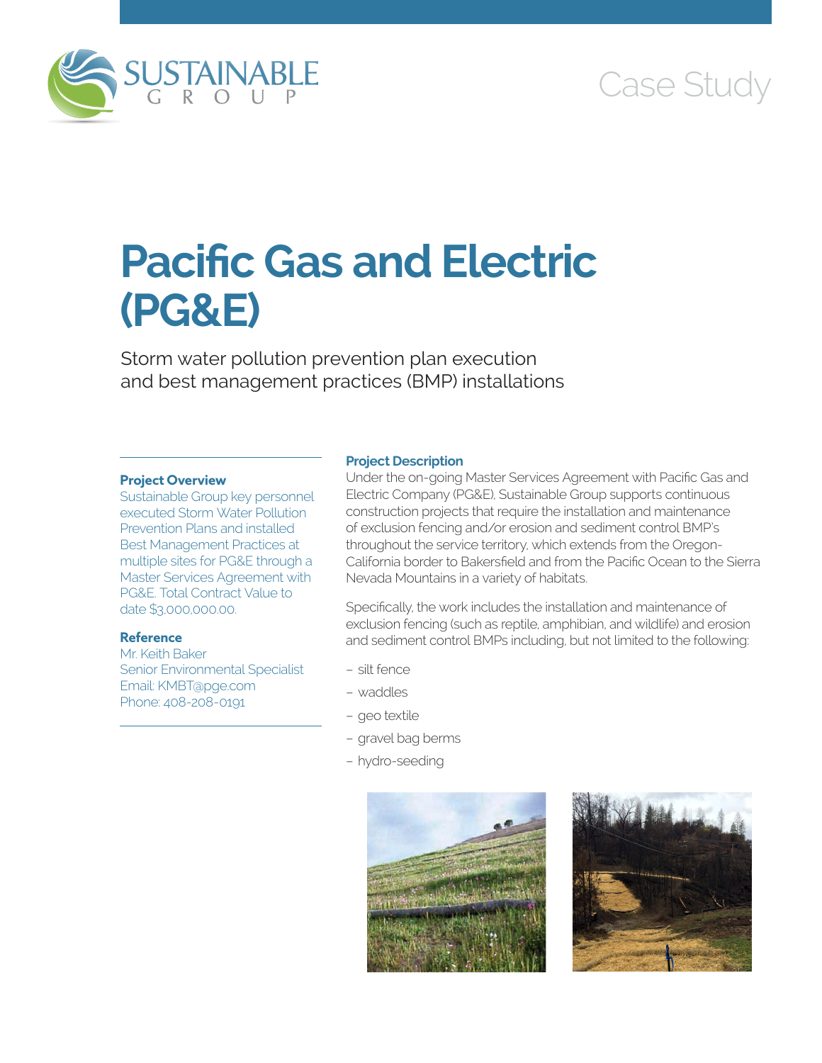SUSTAINABLE GROUP

Case Study

# Pacific Gas and Electric (PG&E)

Storm water pollution prevention plan execution and best management practices (BMP) installations

**Project Overview**

Sustainable Group key personnel executed Storm Water Pollution Prevention Plans and installed Best Management Practices at multiple sites for PG&E through a Master Services Agreement with PG&E. Total Contract Value to date $3,000,000.00.

**Reference**

Mr. Keith Baker
Senior Environmental Specialist
Email: KMBT@pge.com
Phone: 408-208-0191

**Project Description**

Under the on-going Master Services Agreement with Pacific Gas and Electric Company (PG&E), Sustainable Group supports continuous construction projects that require the installation and maintenance of exclusion fencing and/or erosion and sediment control BMP's throughout the service territory, which extends from the Oregon-California border to Bakersfield and from the Pacific Ocean to the Sierra Nevada Mountains in a variety of habitats.

Specifically, the work includes the installation and maintenance of exclusion fencing (such as reptile, amphibian, and wildlife) and erosion and sediment control BMPs including, but not limited to the following:

- silt fence
- waddles
- geo textile
- gravel bag berms
- hydro-seeding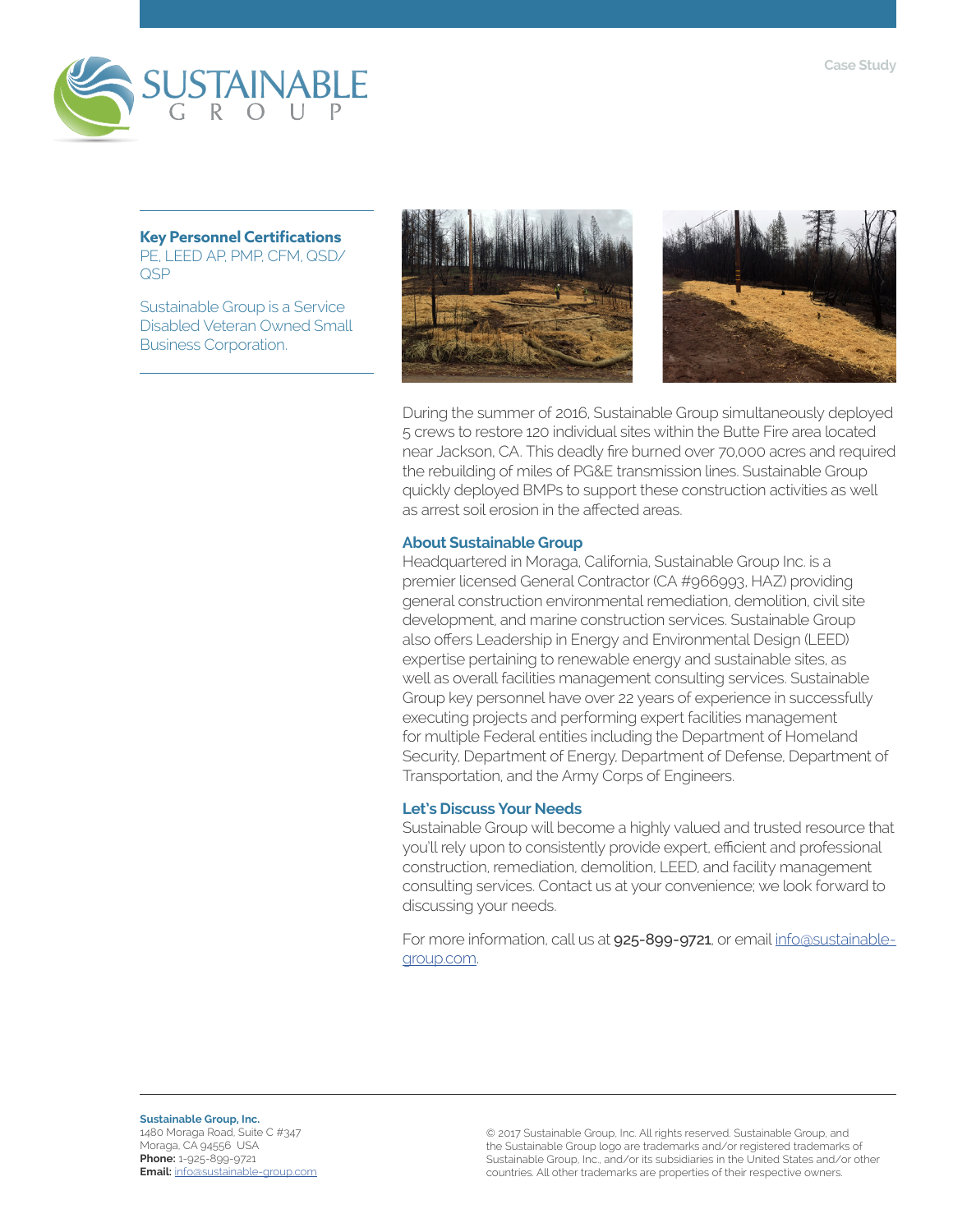**Key Personnel Certifications**
PE, LEED AP, PMP, CFM, QSD/QSP

Sustainable Group is a Service Disabled Veteran Owned Small Business Corporation.

During the summer of 2016, Sustainable Group simultaneously deployed 5 crews to restore 120 individual sites within the Butte Fire area located near Jackson, CA. This deadly fire burned over 70,000 acres and required the rebuilding of miles of PG&E transmission lines. Sustainable Group quickly deployed BMPs to support these construction activities as well as arrest soil erosion in the affected areas.

### About Sustainable Group

Headquartered in Moraga, California, Sustainable Group Inc. is a premier licensed General Contractor (CA #966993, HAZ) providing general construction environmental remediation, demolition, civil site development, and marine construction services. Sustainable Group also offers Leadership in Energy and Environmental Design (LEED) expertise pertaining to renewable energy and sustainable sites, as well as overall facilities management consulting services. Sustainable Group key personnel have over 22 years of experience in successfully executing projects and performing expert facilities management for multiple Federal entities including the Department of Homeland Security, Department of Energy, Department of Defense, Department of Transportation, and the Army Corps of Engineers.

### Let's Discuss Your Needs

Sustainable Group will become a highly valued and trusted resource that you'll rely upon to consistently provide expert, efficient and professional construction, remediation, demolition, LEED, and facility management consulting services. Contact us at your convenience; we look forward to discussing your needs.

For more information, call us at 925-899-9721, or email info@sustainable-group.com.

**Sustainable Group, Inc.**
1480 Moraga Road, Suite C #347
Moraga, CA 94556 USA
**Phone:** 1-925-899-9721
**Email:** info@sustainable-group.com

© 2017 Sustainable Group, Inc. All rights reserved. Sustainable Group, and the Sustainable Group logo are trademarks and/or registered trademarks of Sustainable Group, Inc., and/or its subsidiaries in the United States and/or other countries. All other trademarks are properties of their respective owners.